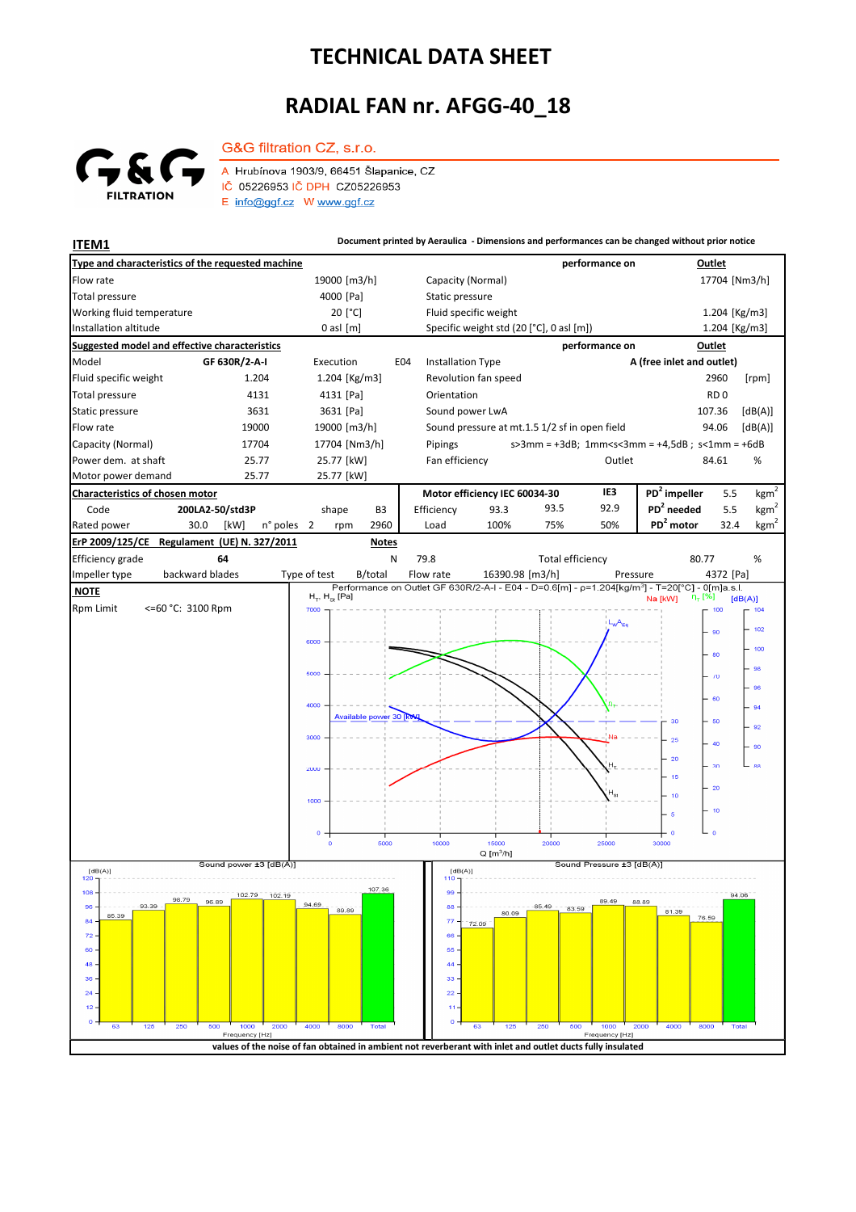# TECHNICAL DATA SHEET

# RADIAL FAN nr. AFGG-40_18

**G&G filtration CZ, s.r.o.**

A Hrubínova 1903/9, 66451 Šlapanice, CZ
IČ 05226953 IČ DPH CZ05226953
E info@ggf.cz W www.ggf.cz

**ITEM1**

**Document printed by Aeraulica - Dimensions and performances can be changed without prior notice**

| **Type and characteristics of the requested machine** | | | performance on | **Outlet** |
|---|---|---|---|---|
| Flow rate | 19000 [m3/h] | Capacity (Normal) | | 17704 [Nm3/h] |
| Total pressure | 4000 [Pa] | Static pressure | | |
| Working fluid temperature | 20 [°C] | Fluid specific weight | | 1.204 [Kg/m3] |
| Installation altitude | 0 asl [m] | Specific weight std (20 [°C], 0 asl [m]) | | 1.204 [Kg/m3] |

| **Suggested model and effective characteristics** | | | | performance on | **Outlet** |
|---|---|---|---|---|---|
| Model | GF 630R/2-A-I | Execution E04 | Installation Type | | A (free inlet and outlet) |
| Fluid specific weight | 1.204 | 1.204 [Kg/m3] | Revolution fan speed | | 2960 [rpm] |
| Total pressure | 4131 | 4131 [Pa] | Orientation | | RD 0 |
| Static pressure | 3631 | 3631 [Pa] | Sound power LwA | | 107.36 [dB(A)] |
| Flow rate | 19000 | 19000 [m3/h] | Sound pressure at mt.1.5 1/2 sf in open field | | 94.06 [dB(A)] |
| Capacity (Normal) | 17704 | 17704 [Nm3/h] | Pipings | | s>3mm = +3dB; 1mm<s<3mm = +4,5dB ; s<1mm = +6dB |
| Power dem. at shaft | 25.77 | 25.77 [kW] | Fan efficiency | Outlet | 84.61 % |
| Motor power demand | 25.77 | 25.77 [kW] | | | |

| **Characteristics of chosen motor** | | | | Motor efficiency IEC 60034-30 | | | IE3 | | | |
|---|---|---|---|---|---|---|---|---|---|---|
| Code | 200LA2-50/std3P | shape | B3 | Efficiency | 93.3 | 93.5 | 92.9 | $PD^2$ impeller | 5.5 | $kgm^2$ |
| Rated power | 30.0 [kW] | n° poles 2 | rpm 2960 | Load | 100% | 75% | 50% | $PD^2$ needed | 5.5 | $kgm^2$ |
| | | | | | | | | $PD^2$ motor | 32.4 | $kgm^2$ |

| **ErP 2009/125/CE Regulament (UE) N. 327/2011** | | **Notes** | | | |
|---|---|---|---|---|---|
| Efficiency grade | 64 | N | 79.8 | Total efficiency | 80.77 % |
| Impeller type | backward blades | Type of test | B/total | Flow rate 16390.98 [m3/h] | Pressure 4372 [Pa] |

**NOTE**

Rpm Limit <=60 °C: 3100 Rpm

Performance on Outlet GF 630R/2-A-I - E04 - D=0.6[m] - ρ=1.204[kg/m³] - T=20[°C] - 0[m]a.s.l.

Sound power ±3 [dB(A)]

| Frequency [Hz] | 63 | 125 | 250 | 500 | 1000 | 2000 | 4000 | 8000 | Total |
|---|---|---|---|---|---|---|---|---|---|
| [dB(A)] | 85.39 | 93.39 | 98.79 | 96.89 | 102.79 | 102.19 | 94.69 | 89.89 | 107.36 |

Sound Pressure ±3 [dB(A)]

| Frequency [Hz] | 63 | 125 | 250 | 500 | 1000 | 2000 | 4000 | 8000 | Total |
|---|---|---|---|---|---|---|---|---|---|
| [dB(A)] | 72.09 | 80.09 | 85.49 | 83.59 | 89.49 | 88.89 | 81.39 | 76.59 | 94.06 |

**values of the noise of fan obtained in ambient not reverberant with inlet and outlet ducts fully insulated**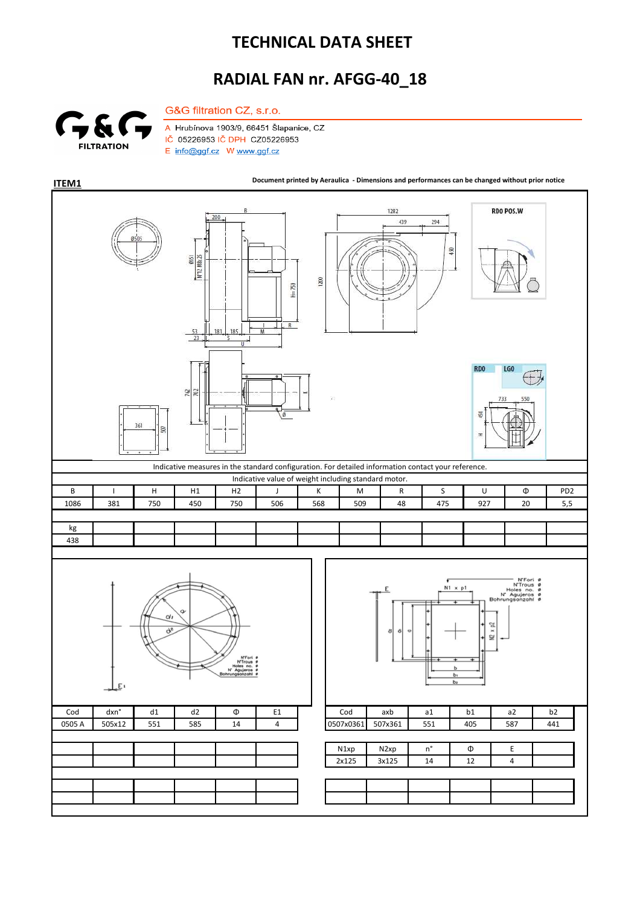# TECHNICAL DATA SHEET

## RADIAL FAN nr. AFGG-40_18

G&G filtration CZ, s.r.o.

A Hrubínova 1903/9, 66451 Šlapanice, CZ
IČ 05226953 IČ DPH CZ05226953
E info@ggf.cz W www.ggf.cz

**ITEM1**

**Document printed by Aeraulica - Dimensions and performances can be changed without prior notice**

200
B
Ø505
Ø551
N°12 M8x25
H=750
53
23
181
185
S
U
I
M
R
1282
439
294
450
1200
RD0 POS.W
762
702
361
507
Ø
I
RD0
LG0
733
550
450
H

Indicative measures in the standard configuration. For detailed information contact your reference.

Indicative value of weight including standard motor.

| B | I | H | H1 | H2 | J | K | M | R | S | U | Φ | PD2 |
|---|---|---|---|---|---|---|---|---|---|---|---|---|
| 1086 | 381 | 750 | 450 | 750 | 506 | 568 | 509 | 48 | 475 | 927 | 20 | 5,5 |

| kg |
|---|
| 438 |

d1
d2
N°Fori ø
N°Trous ø
Holes no. ø
N° Agujeros ø
Bohrungsanzahl ø
E1

E
N1 x p1
N°Fori ø
N°Trous ø
Holes no. ø
N° Agujeros ø
Bohrungsanzahl ø
a2
a1
a
N2 x p2
b
b1
b2

| Cod | dxn° | d1 | d2 | Φ | E1 |
|---|---|---|---|---|---|
| 0505 A | 505x12 | 551 | 585 | 14 | 4 |

| Cod | axb | a1 | b1 | a2 | b2 |
|---|---|---|---|---|---|
| 0507x0361 | 507x361 | 551 | 405 | 587 | 441 |

| N1xp | N2xp | n° | Φ | E |
|---|---|---|---|---|
| 2x125 | 3x125 | 14 | 12 | 4 |